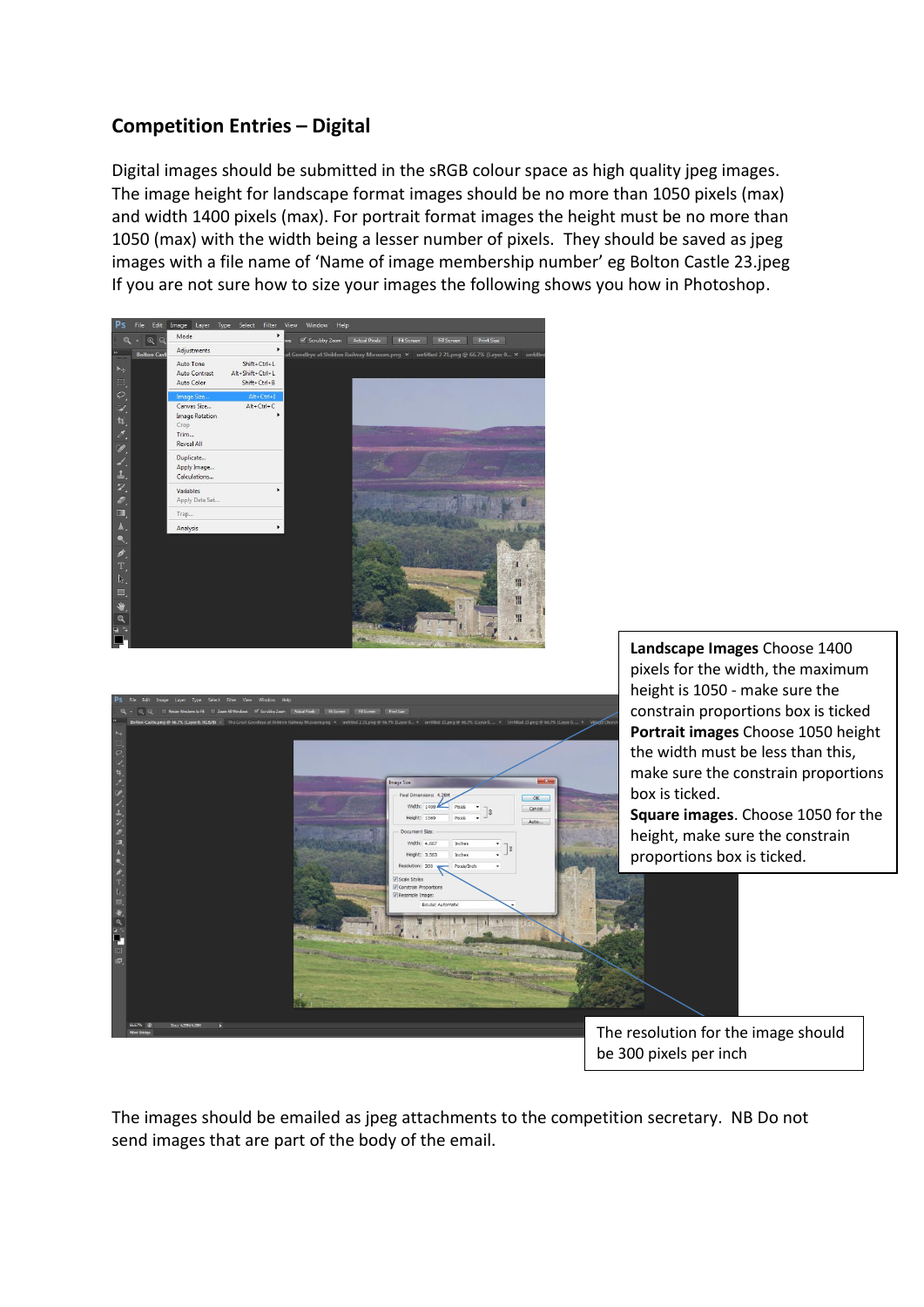## Competition Entries – Digital

Digital images should be submitted in the sRGB colour space as high quality jpeg images. The image height for landscape format images should be no more than 1050 pixels (max) and width 1400 pixels (max). For portrait format images the height must be no more than 1050 (max) with the width being a lesser number of pixels. They should be saved as jpeg images with a file name of 'Name of image membership number' eg Bolton Castle 23.jpeg If you are not sure how to size your images the following shows you how in Photoshop.

**Landscape Images** Choose 1400 pixels for the width, the maximum height is 1050 - make sure the constrain proportions box is ticked **Portrait images** Choose 1050 height the width must be less than this, make sure the constrain proportions box is ticked.
**Square images**. Choose 1050 for the height, make sure the constrain proportions box is ticked.

The resolution for the image should be 300 pixels per inch

The images should be emailed as jpeg attachments to the competition secretary. NB Do not send images that are part of the body of the email.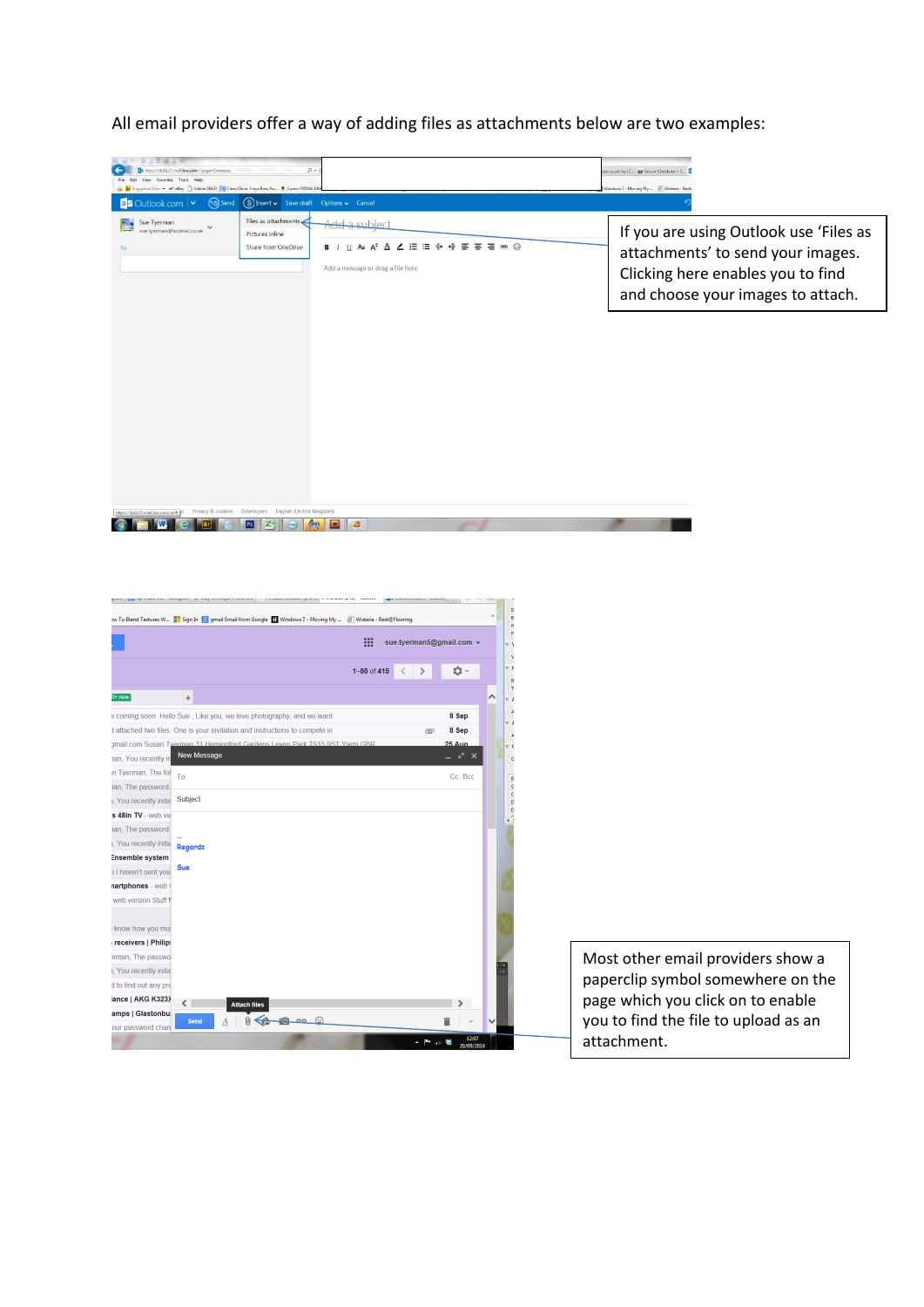All email providers offer a way of adding files as attachments below are two examples:

If you are using Outlook use 'Files as attachments' to send your images. Clicking here enables you to find and choose your images to attach.

Most other email providers show a paperclip symbol somewhere on the page which you click on to enable you to find the file to upload as an attachment.